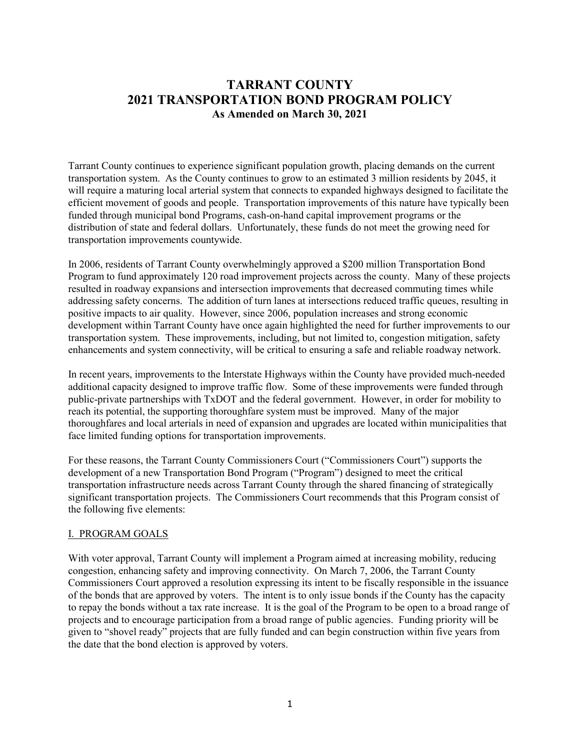# TARRANT COUNTY
# 2021 TRANSPORTATION BOND PROGRAM POLICY
### As Amended on March 30, 2021

Tarrant County continues to experience significant population growth, placing demands on the current transportation system. As the County continues to grow to an estimated 3 million residents by 2045, it will require a maturing local arterial system that connects to expanded highways designed to facilitate the efficient movement of goods and people. Transportation improvements of this nature have typically been funded through municipal bond Programs, cash-on-hand capital improvement programs or the distribution of state and federal dollars. Unfortunately, these funds do not meet the growing need for transportation improvements countywide.

In 2006, residents of Tarrant County overwhelmingly approved a $200 million Transportation Bond Program to fund approximately 120 road improvement projects across the county. Many of these projects resulted in roadway expansions and intersection improvements that decreased commuting times while addressing safety concerns. The addition of turn lanes at intersections reduced traffic queues, resulting in positive impacts to air quality. However, since 2006, population increases and strong economic development within Tarrant County have once again highlighted the need for further improvements to our transportation system. These improvements, including, but not limited to, congestion mitigation, safety enhancements and system connectivity, will be critical to ensuring a safe and reliable roadway network.

In recent years, improvements to the Interstate Highways within the County have provided much-needed additional capacity designed to improve traffic flow. Some of these improvements were funded through public-private partnerships with TxDOT and the federal government. However, in order for mobility to reach its potential, the supporting thoroughfare system must be improved. Many of the major thoroughfares and local arterials in need of expansion and upgrades are located within municipalities that face limited funding options for transportation improvements.

For these reasons, the Tarrant County Commissioners Court ("Commissioners Court") supports the development of a new Transportation Bond Program ("Program") designed to meet the critical transportation infrastructure needs across Tarrant County through the shared financing of strategically significant transportation projects. The Commissioners Court recommends that this Program consist of the following five elements:

## I. PROGRAM GOALS

With voter approval, Tarrant County will implement a Program aimed at increasing mobility, reducing congestion, enhancing safety and improving connectivity. On March 7, 2006, the Tarrant County Commissioners Court approved a resolution expressing its intent to be fiscally responsible in the issuance of the bonds that are approved by voters. The intent is to only issue bonds if the County has the capacity to repay the bonds without a tax rate increase. It is the goal of the Program to be open to a broad range of projects and to encourage participation from a broad range of public agencies. Funding priority will be given to "shovel ready" projects that are fully funded and can begin construction within five years from the date that the bond election is approved by voters.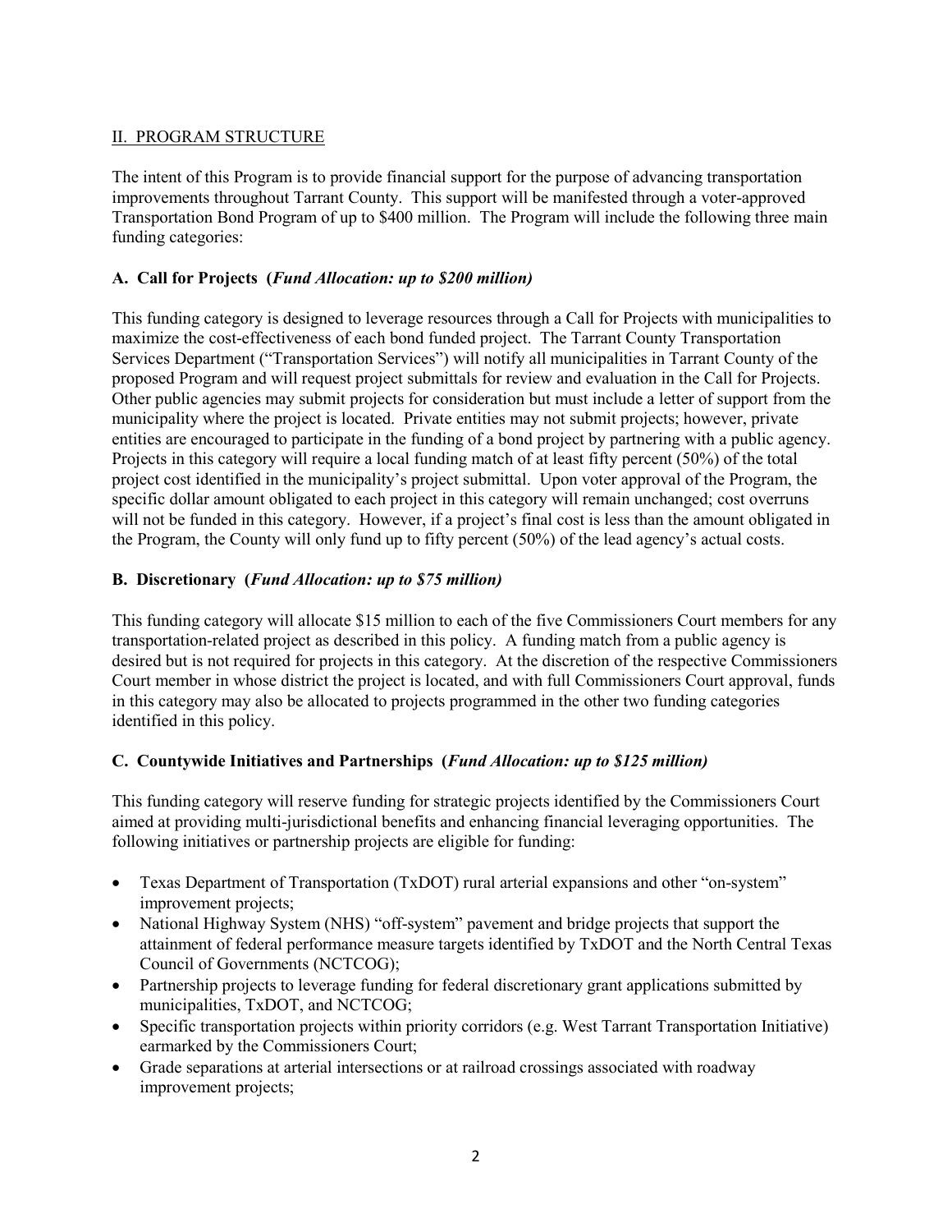## II. PROGRAM STRUCTURE

The intent of this Program is to provide financial support for the purpose of advancing transportation improvements throughout Tarrant County. This support will be manifested through a voter-approved Transportation Bond Program of up to $400 million. The Program will include the following three main funding categories:

### A. Call for Projects (*Fund Allocation: up to $200 million)*

This funding category is designed to leverage resources through a Call for Projects with municipalities to maximize the cost-effectiveness of each bond funded project. The Tarrant County Transportation Services Department ("Transportation Services") will notify all municipalities in Tarrant County of the proposed Program and will request project submittals for review and evaluation in the Call for Projects. Other public agencies may submit projects for consideration but must include a letter of support from the municipality where the project is located. Private entities may not submit projects; however, private entities are encouraged to participate in the funding of a bond project by partnering with a public agency. Projects in this category will require a local funding match of at least fifty percent (50%) of the total project cost identified in the municipality's project submittal. Upon voter approval of the Program, the specific dollar amount obligated to each project in this category will remain unchanged; cost overruns will not be funded in this category. However, if a project's final cost is less than the amount obligated in the Program, the County will only fund up to fifty percent (50%) of the lead agency's actual costs.

### B. Discretionary (*Fund Allocation: up to $75 million)*

This funding category will allocate $15 million to each of the five Commissioners Court members for any transportation-related project as described in this policy. A funding match from a public agency is desired but is not required for projects in this category. At the discretion of the respective Commissioners Court member in whose district the project is located, and with full Commissioners Court approval, funds in this category may also be allocated to projects programmed in the other two funding categories identified in this policy.

### C. Countywide Initiatives and Partnerships (*Fund Allocation: up to $125 million)*

This funding category will reserve funding for strategic projects identified by the Commissioners Court aimed at providing multi-jurisdictional benefits and enhancing financial leveraging opportunities. The following initiatives or partnership projects are eligible for funding:

- Texas Department of Transportation (TxDOT) rural arterial expansions and other "on-system" improvement projects;
- National Highway System (NHS) "off-system" pavement and bridge projects that support the attainment of federal performance measure targets identified by TxDOT and the North Central Texas Council of Governments (NCTCOG);
- Partnership projects to leverage funding for federal discretionary grant applications submitted by municipalities, TxDOT, and NCTCOG;
- Specific transportation projects within priority corridors (e.g. West Tarrant Transportation Initiative) earmarked by the Commissioners Court;
- Grade separations at arterial intersections or at railroad crossings associated with roadway improvement projects;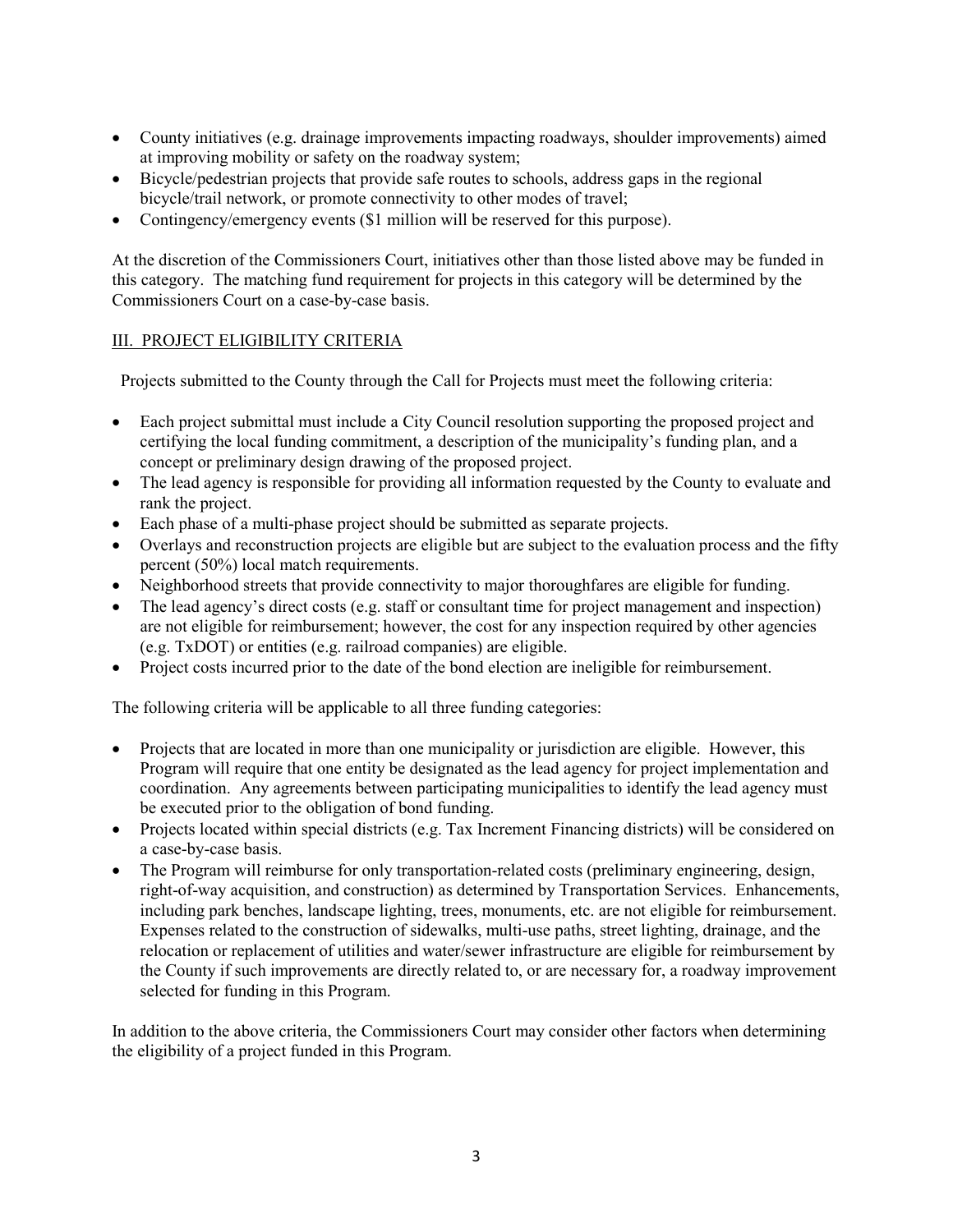- County initiatives (e.g. drainage improvements impacting roadways, shoulder improvements) aimed at improving mobility or safety on the roadway system;
- Bicycle/pedestrian projects that provide safe routes to schools, address gaps in the regional bicycle/trail network, or promote connectivity to other modes of travel;
- Contingency/emergency events ($1 million will be reserved for this purpose).

At the discretion of the Commissioners Court, initiatives other than those listed above may be funded in this category. The matching fund requirement for projects in this category will be determined by the Commissioners Court on a case-by-case basis.

## III. PROJECT ELIGIBILITY CRITERIA

Projects submitted to the County through the Call for Projects must meet the following criteria:

- Each project submittal must include a City Council resolution supporting the proposed project and certifying the local funding commitment, a description of the municipality's funding plan, and a concept or preliminary design drawing of the proposed project.
- The lead agency is responsible for providing all information requested by the County to evaluate and rank the project.
- Each phase of a multi-phase project should be submitted as separate projects.
- Overlays and reconstruction projects are eligible but are subject to the evaluation process and the fifty percent (50%) local match requirements.
- Neighborhood streets that provide connectivity to major thoroughfares are eligible for funding.
- The lead agency's direct costs (e.g. staff or consultant time for project management and inspection) are not eligible for reimbursement; however, the cost for any inspection required by other agencies (e.g. TxDOT) or entities (e.g. railroad companies) are eligible.
- Project costs incurred prior to the date of the bond election are ineligible for reimbursement.

The following criteria will be applicable to all three funding categories:

- Projects that are located in more than one municipality or jurisdiction are eligible. However, this Program will require that one entity be designated as the lead agency for project implementation and coordination. Any agreements between participating municipalities to identify the lead agency must be executed prior to the obligation of bond funding.
- Projects located within special districts (e.g. Tax Increment Financing districts) will be considered on a case-by-case basis.
- The Program will reimburse for only transportation-related costs (preliminary engineering, design, right-of-way acquisition, and construction) as determined by Transportation Services. Enhancements, including park benches, landscape lighting, trees, monuments, etc. are not eligible for reimbursement. Expenses related to the construction of sidewalks, multi-use paths, street lighting, drainage, and the relocation or replacement of utilities and water/sewer infrastructure are eligible for reimbursement by the County if such improvements are directly related to, or are necessary for, a roadway improvement selected for funding in this Program.

In addition to the above criteria, the Commissioners Court may consider other factors when determining the eligibility of a project funded in this Program.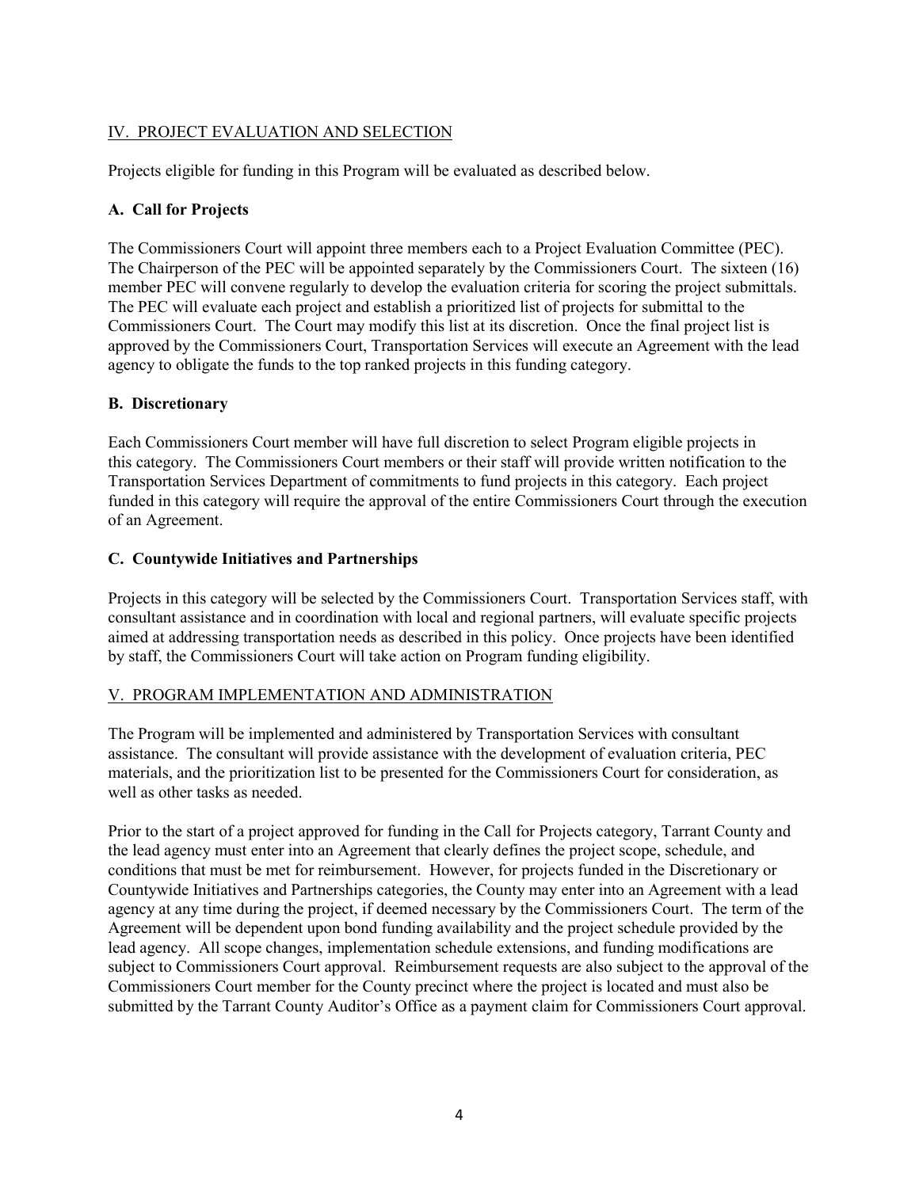## IV. PROJECT EVALUATION AND SELECTION

Projects eligible for funding in this Program will be evaluated as described below.

### A. Call for Projects

The Commissioners Court will appoint three members each to a Project Evaluation Committee (PEC). The Chairperson of the PEC will be appointed separately by the Commissioners Court. The sixteen (16) member PEC will convene regularly to develop the evaluation criteria for scoring the project submittals. The PEC will evaluate each project and establish a prioritized list of projects for submittal to the Commissioners Court. The Court may modify this list at its discretion. Once the final project list is approved by the Commissioners Court, Transportation Services will execute an Agreement with the lead agency to obligate the funds to the top ranked projects in this funding category.

### B. Discretionary

Each Commissioners Court member will have full discretion to select Program eligible projects in this category. The Commissioners Court members or their staff will provide written notification to the Transportation Services Department of commitments to fund projects in this category. Each project funded in this category will require the approval of the entire Commissioners Court through the execution of an Agreement.

### C. Countywide Initiatives and Partnerships

Projects in this category will be selected by the Commissioners Court. Transportation Services staff, with consultant assistance and in coordination with local and regional partners, will evaluate specific projects aimed at addressing transportation needs as described in this policy. Once projects have been identified by staff, the Commissioners Court will take action on Program funding eligibility.

## V. PROGRAM IMPLEMENTATION AND ADMINISTRATION

The Program will be implemented and administered by Transportation Services with consultant assistance. The consultant will provide assistance with the development of evaluation criteria, PEC materials, and the prioritization list to be presented for the Commissioners Court for consideration, as well as other tasks as needed.

Prior to the start of a project approved for funding in the Call for Projects category, Tarrant County and the lead agency must enter into an Agreement that clearly defines the project scope, schedule, and conditions that must be met for reimbursement. However, for projects funded in the Discretionary or Countywide Initiatives and Partnerships categories, the County may enter into an Agreement with a lead agency at any time during the project, if deemed necessary by the Commissioners Court. The term of the Agreement will be dependent upon bond funding availability and the project schedule provided by the lead agency. All scope changes, implementation schedule extensions, and funding modifications are subject to Commissioners Court approval. Reimbursement requests are also subject to the approval of the Commissioners Court member for the County precinct where the project is located and must also be submitted by the Tarrant County Auditor's Office as a payment claim for Commissioners Court approval.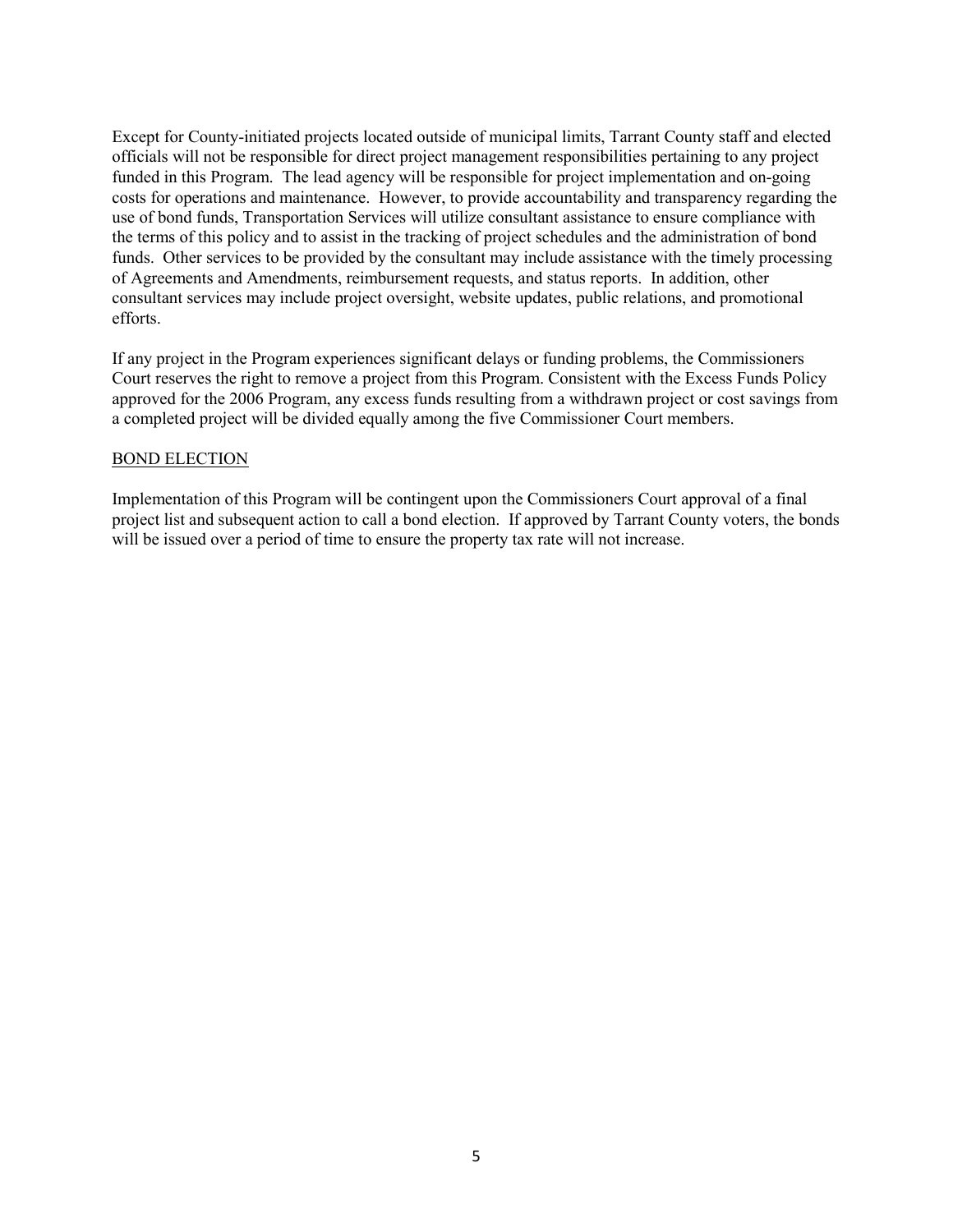Except for County-initiated projects located outside of municipal limits, Tarrant County staff and elected officials will not be responsible for direct project management responsibilities pertaining to any project funded in this Program. The lead agency will be responsible for project implementation and on-going costs for operations and maintenance. However, to provide accountability and transparency regarding the use of bond funds, Transportation Services will utilize consultant assistance to ensure compliance with the terms of this policy and to assist in the tracking of project schedules and the administration of bond funds. Other services to be provided by the consultant may include assistance with the timely processing of Agreements and Amendments, reimbursement requests, and status reports. In addition, other consultant services may include project oversight, website updates, public relations, and promotional efforts.

If any project in the Program experiences significant delays or funding problems, the Commissioners Court reserves the right to remove a project from this Program. Consistent with the Excess Funds Policy approved for the 2006 Program, any excess funds resulting from a withdrawn project or cost savings from a completed project will be divided equally among the five Commissioner Court members.

## BOND ELECTION

Implementation of this Program will be contingent upon the Commissioners Court approval of a final project list and subsequent action to call a bond election. If approved by Tarrant County voters, the bonds will be issued over a period of time to ensure the property tax rate will not increase.